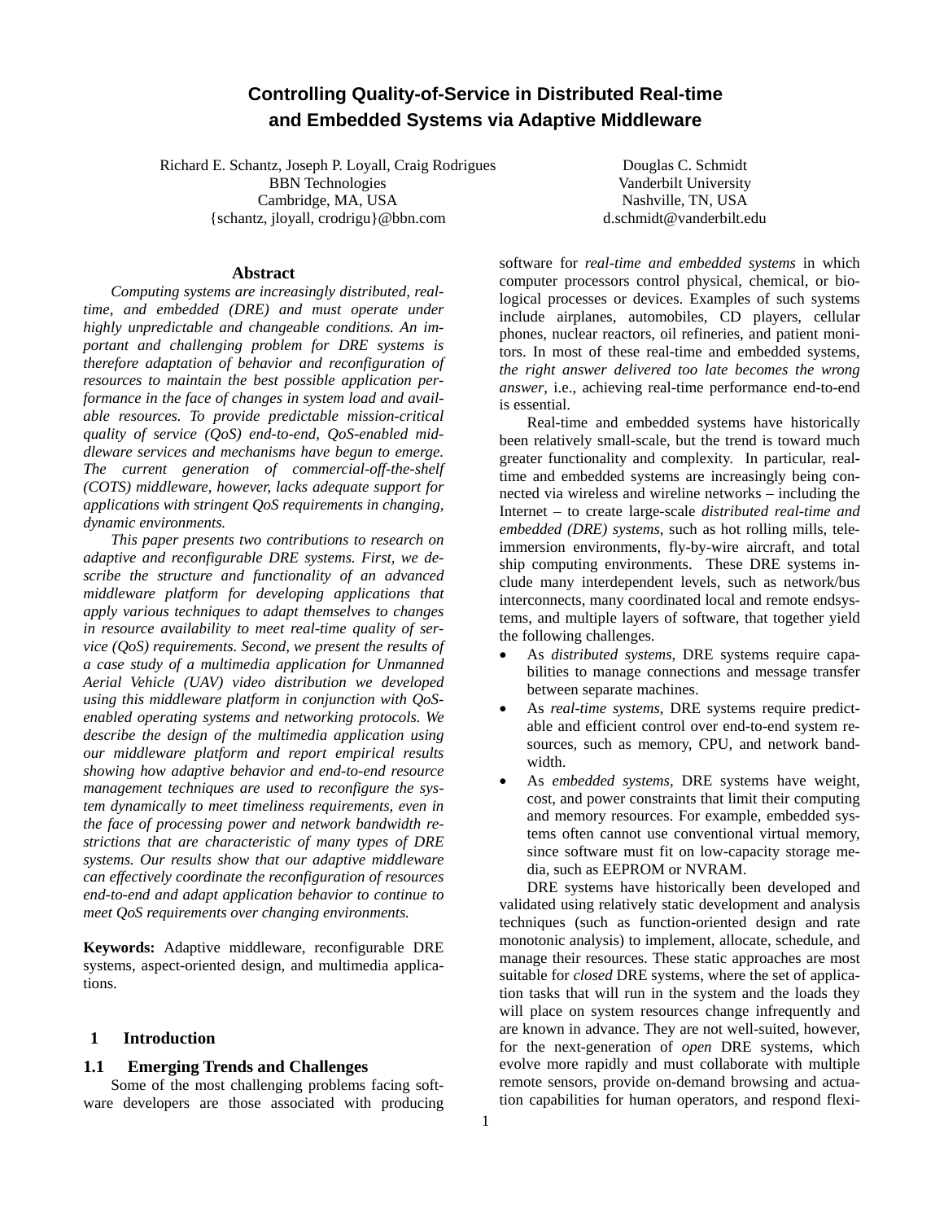# Controlling Quality-of-Service in Distributed Real-time and Embedded Systems via Adaptive Middleware

Richard E. Schantz, Joseph P. Loyall, Craig Rodrigues
BBN Technologies
Cambridge, MA, USA
{schantz, jloyall, crodrigu}@bbn.com

Douglas C. Schmidt
Vanderbilt University
Nashville, TN, USA
d.schmidt@vanderbilt.edu

### Abstract

*Computing systems are increasingly distributed, real-time, and embedded (DRE) and must operate under highly unpredictable and changeable conditions. An important and challenging problem for DRE systems is therefore adaptation of behavior and reconfiguration of resources to maintain the best possible application performance in the face of changes in system load and available resources. To provide predictable mission-critical quality of service (QoS) end-to-end, QoS-enabled middleware services and mechanisms have begun to emerge. The current generation of commercial-off-the-shelf (COTS) middleware, however, lacks adequate support for applications with stringent QoS requirements in changing, dynamic environments.*

*This paper presents two contributions to research on adaptive and reconfigurable DRE systems. First, we describe the structure and functionality of an advanced middleware platform for developing applications that apply various techniques to adapt themselves to changes in resource availability to meet real-time quality of service (QoS) requirements. Second, we present the results of a case study of a multimedia application for Unmanned Aerial Vehicle (UAV) video distribution we developed using this middleware platform in conjunction with QoS-enabled operating systems and networking protocols. We describe the design of the multimedia application using our middleware platform and report empirical results showing how adaptive behavior and end-to-end resource management techniques are used to reconfigure the system dynamically to meet timeliness requirements, even in the face of processing power and network bandwidth restrictions that are characteristic of many types of DRE systems. Our results show that our adaptive middleware can effectively coordinate the reconfiguration of resources end-to-end and adapt application behavior to continue to meet QoS requirements over changing environments.*

**Keywords:** Adaptive middleware, reconfigurable DRE systems, aspect-oriented design, and multimedia applications.

## 1 Introduction

### 1.1 Emerging Trends and Challenges

Some of the most challenging problems facing software developers are those associated with producing software for *real-time and embedded systems* in which computer processors control physical, chemical, or biological processes or devices. Examples of such systems include airplanes, automobiles, CD players, cellular phones, nuclear reactors, oil refineries, and patient monitors. In most of these real-time and embedded systems, *the right answer delivered too late becomes the wrong answer*, i.e., achieving real-time performance end-to-end is essential.

Real-time and embedded systems have historically been relatively small-scale, but the trend is toward much greater functionality and complexity. In particular, real-time and embedded systems are increasingly being connected via wireless and wireline networks – including the Internet – to create large-scale *distributed real-time and embedded (DRE) systems*, such as hot rolling mills, tele-immersion environments, fly-by-wire aircraft, and total ship computing environments. These DRE systems include many interdependent levels, such as network/bus interconnects, many coordinated local and remote endsystems, and multiple layers of software, that together yield the following challenges.

- As *distributed systems*, DRE systems require capabilities to manage connections and message transfer between separate machines.
- As *real-time systems*, DRE systems require predictable and efficient control over end-to-end system resources, such as memory, CPU, and network bandwidth.
- As *embedded systems*, DRE systems have weight, cost, and power constraints that limit their computing and memory resources. For example, embedded systems often cannot use conventional virtual memory, since software must fit on low-capacity storage media, such as EEPROM or NVRAM.

DRE systems have historically been developed and validated using relatively static development and analysis techniques (such as function-oriented design and rate monotonic analysis) to implement, allocate, schedule, and manage their resources. These static approaches are most suitable for *closed* DRE systems, where the set of application tasks that will run in the system and the loads they will place on system resources change infrequently and are known in advance. They are not well-suited, however, for the next-generation of *open* DRE systems, which evolve more rapidly and must collaborate with multiple remote sensors, provide on-demand browsing and actuation capabilities for human operators, and respond flexi-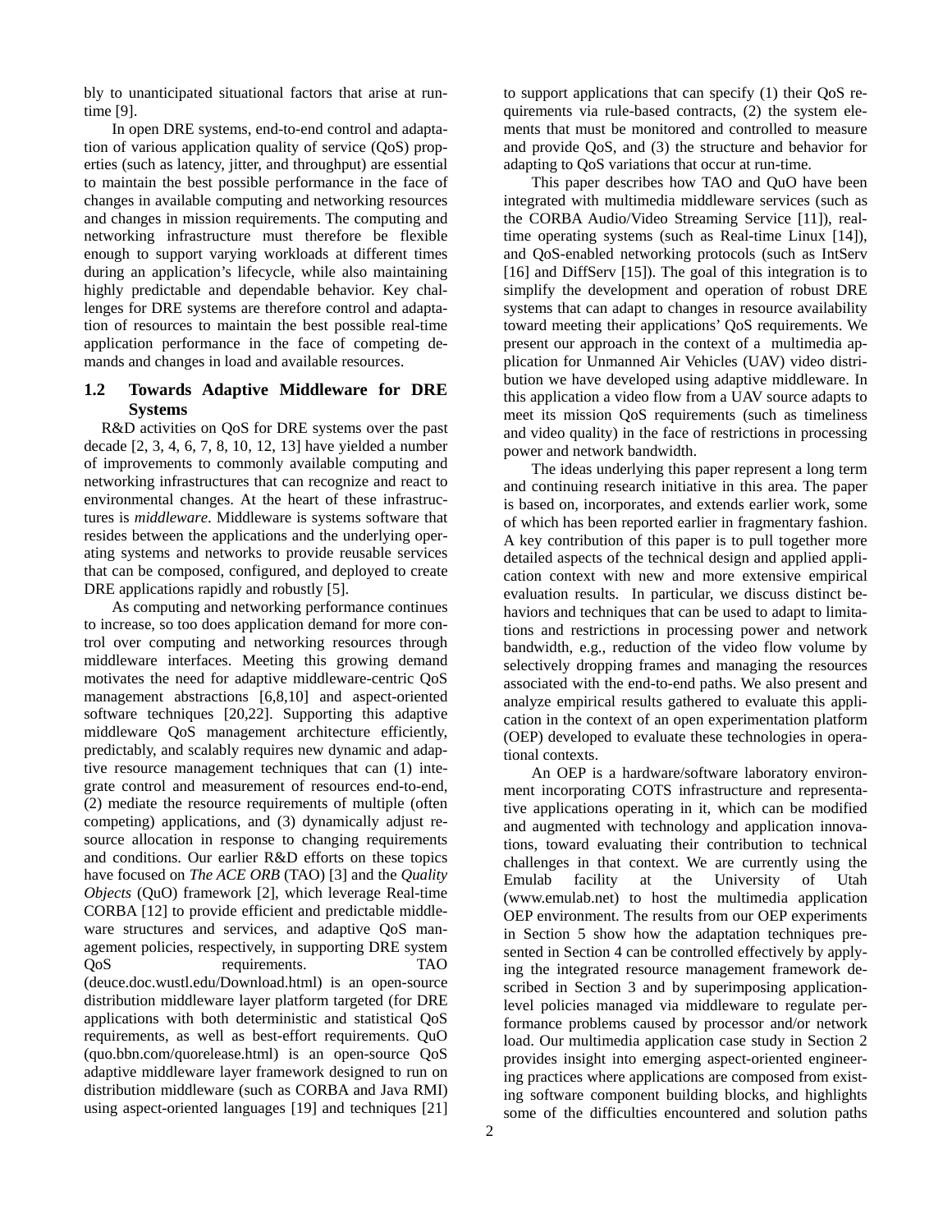bly to unanticipated situational factors that arise at run-time [9].

In open DRE systems, end-to-end control and adaptation of various application quality of service (QoS) properties (such as latency, jitter, and throughput) are essential to maintain the best possible performance in the face of changes in available computing and networking resources and changes in mission requirements. The computing and networking infrastructure must therefore be flexible enough to support varying workloads at different times during an application's lifecycle, while also maintaining highly predictable and dependable behavior. Key challenges for DRE systems are therefore control and adaptation of resources to maintain the best possible real-time application performance in the face of competing demands and changes in load and available resources.

### 1.2 Towards Adaptive Middleware for DRE Systems

R&D activities on QoS for DRE systems over the past decade [2, 3, 4, 6, 7, 8, 10, 12, 13] have yielded a number of improvements to commonly available computing and networking infrastructures that can recognize and react to environmental changes. At the heart of these infrastructures is *middleware*. Middleware is systems software that resides between the applications and the underlying operating systems and networks to provide reusable services that can be composed, configured, and deployed to create DRE applications rapidly and robustly [5].

As computing and networking performance continues to increase, so too does application demand for more control over computing and networking resources through middleware interfaces. Meeting this growing demand motivates the need for adaptive middleware-centric QoS management abstractions [6,8,10] and aspect-oriented software techniques [20,22]. Supporting this adaptive middleware QoS management architecture efficiently, predictably, and scalably requires new dynamic and adaptive resource management techniques that can (1) integrate control and measurement of resources end-to-end, (2) mediate the resource requirements of multiple (often competing) applications, and (3) dynamically adjust resource allocation in response to changing requirements and conditions. Our earlier R&D efforts on these topics have focused on *The ACE ORB* (TAO) [3] and the *Quality Objects* (QuO) framework [2], which leverage Real-time CORBA [12] to provide efficient and predictable middleware structures and services, and adaptive QoS management policies, respectively, in supporting DRE system QoS requirements. TAO (deuce.doc.wustl.edu/Download.html) is an open-source distribution middleware layer platform targeted (for DRE applications with both deterministic and statistical QoS requirements, as well as best-effort requirements. QuO (quo.bbn.com/quorelease.html) is an open-source QoS adaptive middleware layer framework designed to run on distribution middleware (such as CORBA and Java RMI) using aspect-oriented languages [19] and techniques [21] to support applications that can specify (1) their QoS requirements via rule-based contracts, (2) the system elements that must be monitored and controlled to measure and provide QoS, and (3) the structure and behavior for adapting to QoS variations that occur at run-time.

This paper describes how TAO and QuO have been integrated with multimedia middleware services (such as the CORBA Audio/Video Streaming Service [11]), real-time operating systems (such as Real-time Linux [14]), and QoS-enabled networking protocols (such as IntServ [16] and DiffServ [15]). The goal of this integration is to simplify the development and operation of robust DRE systems that can adapt to changes in resource availability toward meeting their applications' QoS requirements. We present our approach in the context of a multimedia application for Unmanned Air Vehicles (UAV) video distribution we have developed using adaptive middleware. In this application a video flow from a UAV source adapts to meet its mission QoS requirements (such as timeliness and video quality) in the face of restrictions in processing power and network bandwidth.

The ideas underlying this paper represent a long term and continuing research initiative in this area. The paper is based on, incorporates, and extends earlier work, some of which has been reported earlier in fragmentary fashion. A key contribution of this paper is to pull together more detailed aspects of the technical design and applied application context with new and more extensive empirical evaluation results. In particular, we discuss distinct behaviors and techniques that can be used to adapt to limitations and restrictions in processing power and network bandwidth, e.g., reduction of the video flow volume by selectively dropping frames and managing the resources associated with the end-to-end paths. We also present and analyze empirical results gathered to evaluate this application in the context of an open experimentation platform (OEP) developed to evaluate these technologies in operational contexts.

An OEP is a hardware/software laboratory environment incorporating COTS infrastructure and representative applications operating in it, which can be modified and augmented with technology and application innovations, toward evaluating their contribution to technical challenges in that context. We are currently using the Emulab facility at the University of Utah (www.emulab.net) to host the multimedia application OEP environment. The results from our OEP experiments in Section 5 show how the adaptation techniques presented in Section 4 can be controlled effectively by applying the integrated resource management framework described in Section 3 and by superimposing application-level policies managed via middleware to regulate performance problems caused by processor and/or network load. Our multimedia application case study in Section 2 provides insight into emerging aspect-oriented engineering practices where applications are composed from existing software component building blocks, and highlights some of the difficulties encountered and solution paths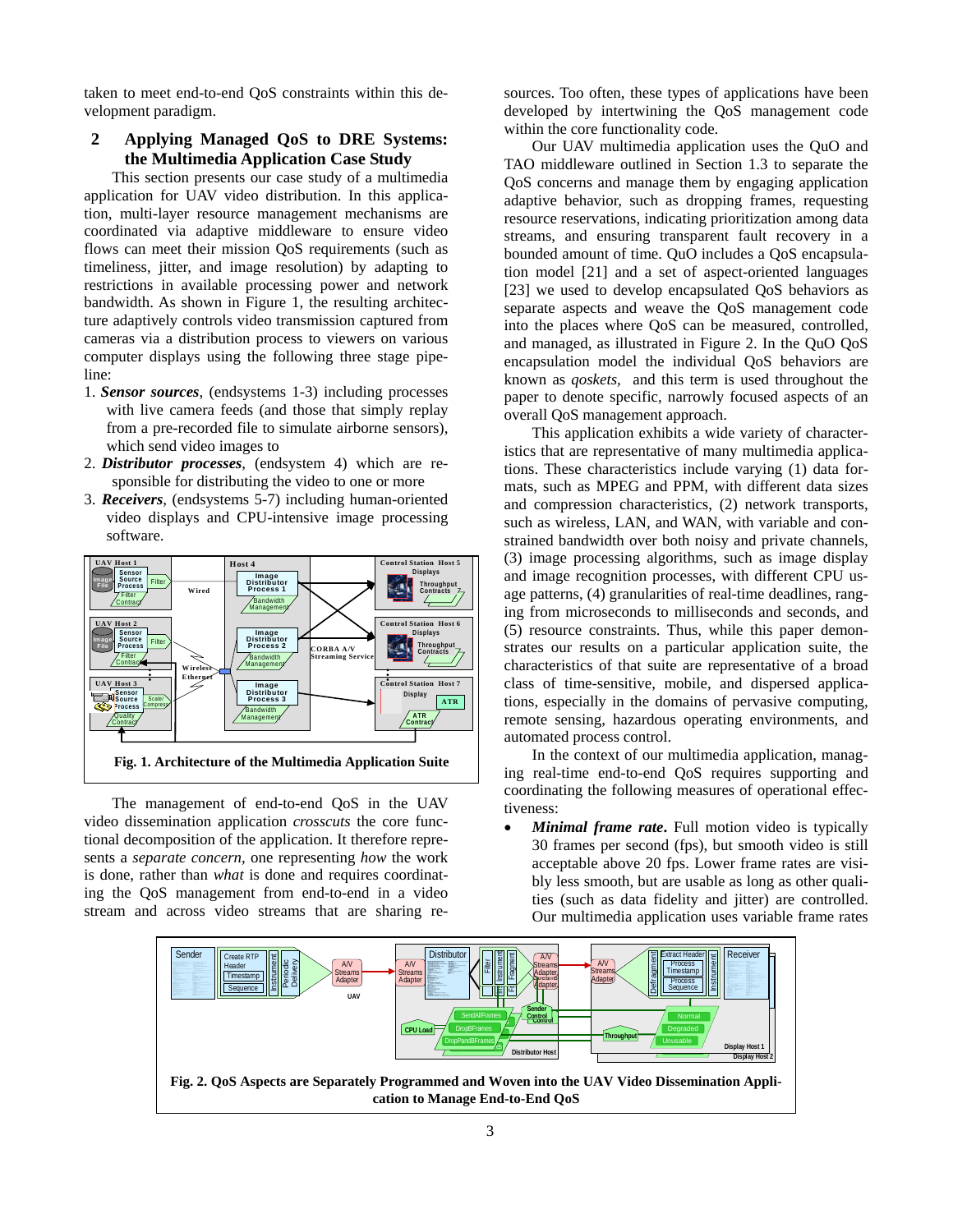taken to meet end-to-end QoS constraints within this development paradigm.

## 2 Applying Managed QoS to DRE Systems: the Multimedia Application Case Study

This section presents our case study of a multimedia application for UAV video distribution. In this application, multi-layer resource management mechanisms are coordinated via adaptive middleware to ensure video flows can meet their mission QoS requirements (such as timeliness, jitter, and image resolution) by adapting to restrictions in available processing power and network bandwidth. As shown in Figure 1, the resulting architecture adaptively controls video transmission captured from cameras via a distribution process to viewers on various computer displays using the following three stage pipeline:

1. ***Sensor sources***, (endsystems 1-3) including processes with live camera feeds (and those that simply replay from a pre-recorded file to simulate airborne sensors), which send video images to
2. ***Distributor processes***, (endsystem 4) which are responsible for distributing the video to one or more
3. ***Receivers***, (endsystems 5-7) including human-oriented video displays and CPU-intensive image processing software.

**Fig. 1. Architecture of the Multimedia Application Suite**

The management of end-to-end QoS in the UAV video dissemination application *crosscuts* the core functional decomposition of the application. It therefore represents a *separate concern*, one representing *how* the work is done, rather than *what* is done and requires coordinating the QoS management from end-to-end in a video stream and across video streams that are sharing resources. Too often, these types of applications have been developed by intertwining the QoS management code within the core functionality code.

Our UAV multimedia application uses the QuO and TAO middleware outlined in Section 1.3 to separate the QoS concerns and manage them by engaging application adaptive behavior, such as dropping frames, requesting resource reservations, indicating prioritization among data streams, and ensuring transparent fault recovery in a bounded amount of time. QuO includes a QoS encapsulation model [21] and a set of aspect-oriented languages [23] we used to develop encapsulated QoS behaviors as separate aspects and weave the QoS management code into the places where QoS can be measured, controlled, and managed, as illustrated in Figure 2. In the QuO QoS encapsulation model the individual QoS behaviors are known as *qoskets,* and this term is used throughout the paper to denote specific, narrowly focused aspects of an overall QoS management approach.

This application exhibits a wide variety of characteristics that are representative of many multimedia applications. These characteristics include varying (1) data formats, such as MPEG and PPM, with different data sizes and compression characteristics, (2) network transports, such as wireless, LAN, and WAN, with variable and constrained bandwidth over both noisy and private channels, (3) image processing algorithms, such as image display and image recognition processes, with different CPU usage patterns, (4) granularities of real-time deadlines, ranging from microseconds to milliseconds and seconds, and (5) resource constraints. Thus, while this paper demonstrates our results on a particular application suite, the characteristics of the suite are representative of a broad class of time-sensitive, mobile, and dispersed applications, especially in the domains of pervasive computing, remote sensing, hazardous operating environments, and automated process control.

In the context of our multimedia application, managing real-time end-to-end QoS requires supporting and coordinating the following measures of operational effectiveness:

- ***Minimal frame rate***. Full motion video is typically 30 frames per second (fps), but smooth video is still acceptable above 20 fps. Lower frame rates are visibly less smooth, but are usable as long as other qualities (such as data fidelity and jitter) are controlled. Our multimedia application uses variable frame rates

**Fig. 2. QoS Aspects are Separately Programmed and Woven into the UAV Video Dissemination Application to Manage End-to-End QoS**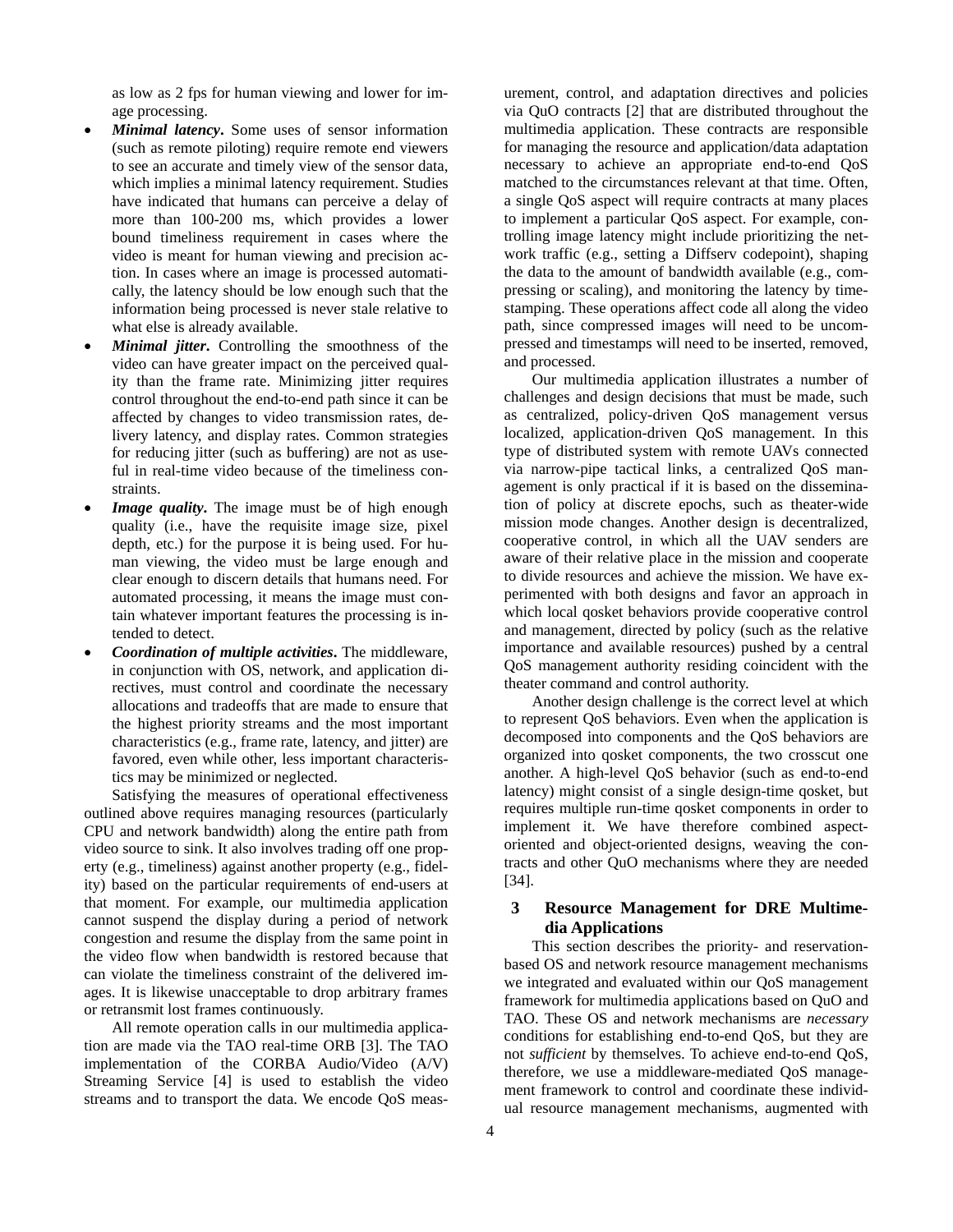as low as 2 fps for human viewing and lower for image processing.

- ***Minimal latency***. Some uses of sensor information (such as remote piloting) require remote end viewers to see an accurate and timely view of the sensor data, which implies a minimal latency requirement. Studies have indicated that humans can perceive a delay of more than 100-200 ms, which provides a lower bound timeliness requirement in cases where the video is meant for human viewing and precision action. In cases where an image is processed automatically, the latency should be low enough such that the information being processed is never stale relative to what else is already available.
- ***Minimal jitter***. Controlling the smoothness of the video can have greater impact on the perceived quality than the frame rate. Minimizing jitter requires control throughout the end-to-end path since it can be affected by changes to video transmission rates, delivery latency, and display rates. Common strategies for reducing jitter (such as buffering) are not as useful in real-time video because of the timeliness constraints.
- ***Image quality***. The image must be of high enough quality (i.e., have the requisite image size, pixel depth, etc.) for the purpose it is being used. For human viewing, the video must be large enough and clear enough to discern details that humans need. For automated processing, it means the image must contain whatever important features the processing is intended to detect.
- ***Coordination of multiple activities***. The middleware, in conjunction with OS, network, and application directives, must control and coordinate the necessary allocations and tradeoffs that are made to ensure that the highest priority streams and the most important characteristics (e.g., frame rate, latency, and jitter) are favored, even while other, less important characteristics may be minimized or neglected.

Satisfying the measures of operational effectiveness outlined above requires managing resources (particularly CPU and network bandwidth) along the entire path from video source to sink. It also involves trading off one property (e.g., timeliness) against another property (e.g., fidelity) based on the particular requirements of end-users at that moment. For example, our multimedia application cannot suspend the display during a period of network congestion and resume the display from the same point in the video flow when bandwidth is restored because that can violate the timeliness constraint of the delivered images. It is likewise unacceptable to drop arbitrary frames or retransmit lost frames continuously.

All remote operation calls in our multimedia application are made via the TAO real-time ORB [3]. The TAO implementation of the CORBA Audio/Video (A/V) Streaming Service [4] is used to establish the video streams and to transport the data. We encode QoS measurement, control, and adaptation directives and policies via QuO contracts [2] that are distributed throughout the multimedia application. These contracts are responsible for managing the resource and application/data adaptation necessary to achieve an appropriate end-to-end QoS matched to the circumstances relevant at that time. Often, a single QoS aspect will require contracts at many places to implement a particular QoS aspect. For example, controlling image latency might include prioritizing the network traffic (e.g., setting a Diffserv codepoint), shaping the data to the amount of bandwidth available (e.g., compressing or scaling), and monitoring the latency by timestamping. These operations affect code all along the video path, since compressed images will need to be uncompressed and timestamps will need to be inserted, removed, and processed.

Our multimedia application illustrates a number of challenges and design decisions that must be made, such as centralized, policy-driven QoS management versus localized, application-driven QoS management. In this type of distributed system with remote UAVs connected via narrow-pipe tactical links, a centralized QoS management is only practical if it is based on the dissemination of policy at discrete epochs, such as theater-wide mission mode changes. Another design is decentralized, cooperative control, in which all the UAV senders are aware of their relative place in the mission and cooperate to divide resources and achieve the mission. We have experimented with both designs and favor an approach in which local qosket behaviors provide cooperative control and management, directed by policy (such as the relative importance and available resources) pushed by a central QoS management authority residing coincident with the theater command and control authority.

Another design challenge is the correct level at which to represent QoS behaviors. Even when the application is decomposed into components and the QoS behaviors are organized into qosket components, the two crosscut one another. A high-level QoS behavior (such as end-to-end latency) might consist of a single design-time qosket, but requires multiple run-time qosket components in order to implement it. We have therefore combined aspect-oriented and object-oriented designs, weaving the contracts and other QuO mechanisms where they are needed [34].

## 3 Resource Management for DRE Multimedia Applications

This section describes the priority- and reservation-based OS and network resource management mechanisms we integrated and evaluated within our QoS management framework for multimedia applications based on QuO and TAO. These OS and network mechanisms are *necessary* conditions for establishing end-to-end QoS, but they are not *sufficient* by themselves. To achieve end-to-end QoS, therefore, we use a middleware-mediated QoS management framework to control and coordinate these individual resource management mechanisms, augmented with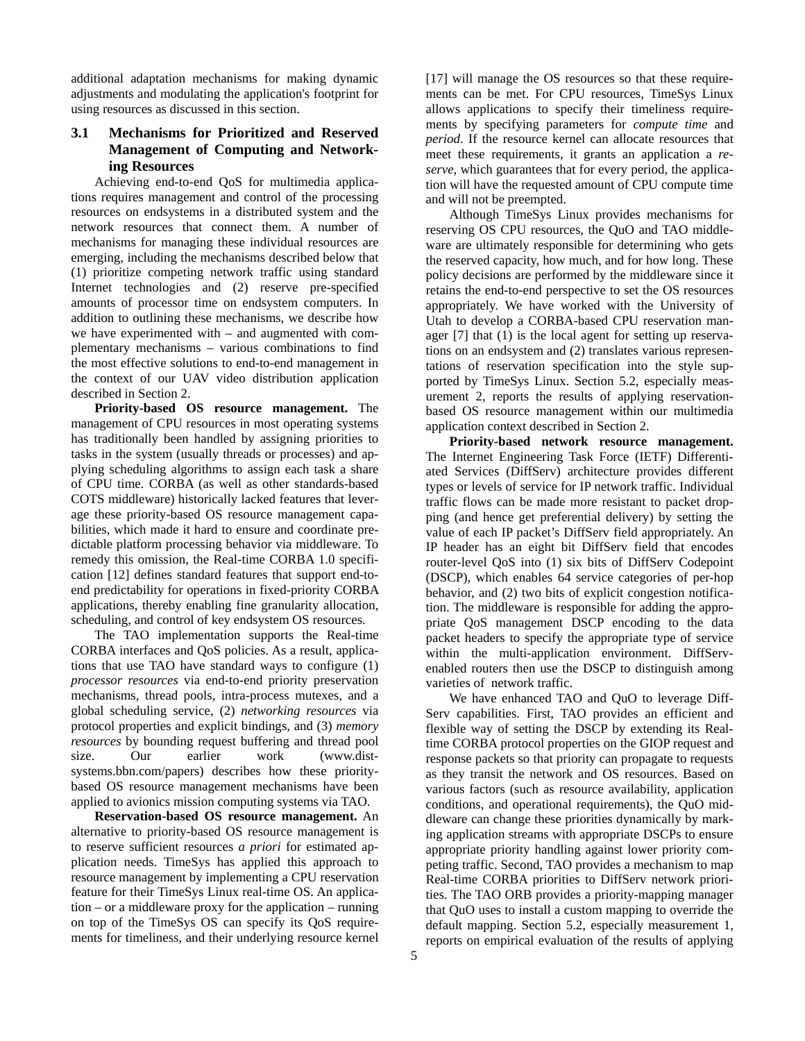additional adaptation mechanisms for making dynamic adjustments and modulating the application's footprint for using resources as discussed in this section.

### 3.1 Mechanisms for Prioritized and Reserved Management of Computing and Networking Resources

Achieving end-to-end QoS for multimedia applications requires management and control of the processing resources on endsystems in a distributed system and the network resources that connect them. A number of mechanisms for managing these individual resources are emerging, including the mechanisms described below that (1) prioritize competing network traffic using standard Internet technologies and (2) reserve pre-specified amounts of processor time on endsystem computers. In addition to outlining these mechanisms, we describe how we have experimented with – and augmented with complementary mechanisms – various combinations to find the most effective solutions to end-to-end management in the context of our UAV video distribution application described in Section 2.

**Priority-based OS resource management.** The management of CPU resources in most operating systems has traditionally been handled by assigning priorities to tasks in the system (usually threads or processes) and applying scheduling algorithms to assign each task a share of CPU time. CORBA (as well as other standards-based COTS middleware) historically lacked features that leverage these priority-based OS resource management capabilities, which made it hard to ensure and coordinate predictable platform processing behavior via middleware. To remedy this omission, the Real-time CORBA 1.0 specification [12] defines standard features that support end-to-end predictability for operations in fixed-priority CORBA applications, thereby enabling fine granularity allocation, scheduling, and control of key endsystem OS resources.

The TAO implementation supports the Real-time CORBA interfaces and QoS policies. As a result, applications that use TAO have standard ways to configure (1) *processor resources* via end-to-end priority preservation mechanisms, thread pools, intra-process mutexes, and a global scheduling service, (2) *networking resources* via protocol properties and explicit bindings, and (3) *memory resources* by bounding request buffering and thread pool size. Our earlier work (www.dist-systems.bbn.com/papers) describes how these priority-based OS resource management mechanisms have been applied to avionics mission computing systems via TAO.

**Reservation-based OS resource management.** An alternative to priority-based OS resource management is to reserve sufficient resources *a priori* for estimated application needs. TimeSys has applied this approach to resource management by implementing a CPU reservation feature for their TimeSys Linux real-time OS. An application – or a middleware proxy for the application – running on top of the TimeSys OS can specify its QoS requirements for timeliness, and their underlying resource kernel [17] will manage the OS resources so that these requirements can be met. For CPU resources, TimeSys Linux allows applications to specify their timeliness requirements by specifying parameters for *compute time* and *period*. If the resource kernel can allocate resources that meet these requirements, it grants an application a *reserve*, which guarantees that for every period, the application will have the requested amount of CPU compute time and will not be preempted.

Although TimeSys Linux provides mechanisms for reserving OS CPU resources, the QuO and TAO middleware are ultimately responsible for determining who gets the reserved capacity, how much, and for how long. These policy decisions are performed by the middleware since it retains the end-to-end perspective to set the OS resources appropriately. We have worked with the University of Utah to develop a CORBA-based CPU reservation manager [7] that (1) is the local agent for setting up reservations on an endsystem and (2) translates various representations of reservation specification into the style supported by TimeSys Linux. Section 5.2, especially measurement 2, reports the results of applying reservation-based OS resource management within our multimedia application context described in Section 2.

**Priority-based network resource management.** The Internet Engineering Task Force (IETF) Differentiated Services (DiffServ) architecture provides different types or levels of service for IP network traffic. Individual traffic flows can be made more resistant to packet dropping (and hence get preferential delivery) by setting the value of each IP packet's DiffServ field appropriately. An IP header has an eight bit DiffServ field that encodes router-level QoS into (1) six bits of DiffServ Codepoint (DSCP), which enables 64 service categories of per-hop behavior, and (2) two bits of explicit congestion notification. The middleware is responsible for adding the appropriate QoS management DSCP encoding to the data packet headers to specify the appropriate type of service within the multi-application environment. DiffServ-enabled routers then use the DSCP to distinguish among varieties of network traffic.

We have enhanced TAO and QuO to leverage DiffServ capabilities. First, TAO provides an efficient and flexible way of setting the DSCP by extending its Real-time CORBA protocol properties on the GIOP request and response packets so that priority can propagate to requests as they transit the network and OS resources. Based on various factors (such as resource availability, application conditions, and operational requirements), the QuO middleware can change these priorities dynamically by marking application streams with appropriate DSCPs to ensure appropriate priority handling against lower priority competing traffic. Second, TAO provides a mechanism to map Real-time CORBA priorities to DiffServ network priorities. The TAO ORB provides a priority-mapping manager that QuO uses to install a custom mapping to override the default mapping. Section 5.2, especially measurement 1, reports on empirical evaluation of the results of applying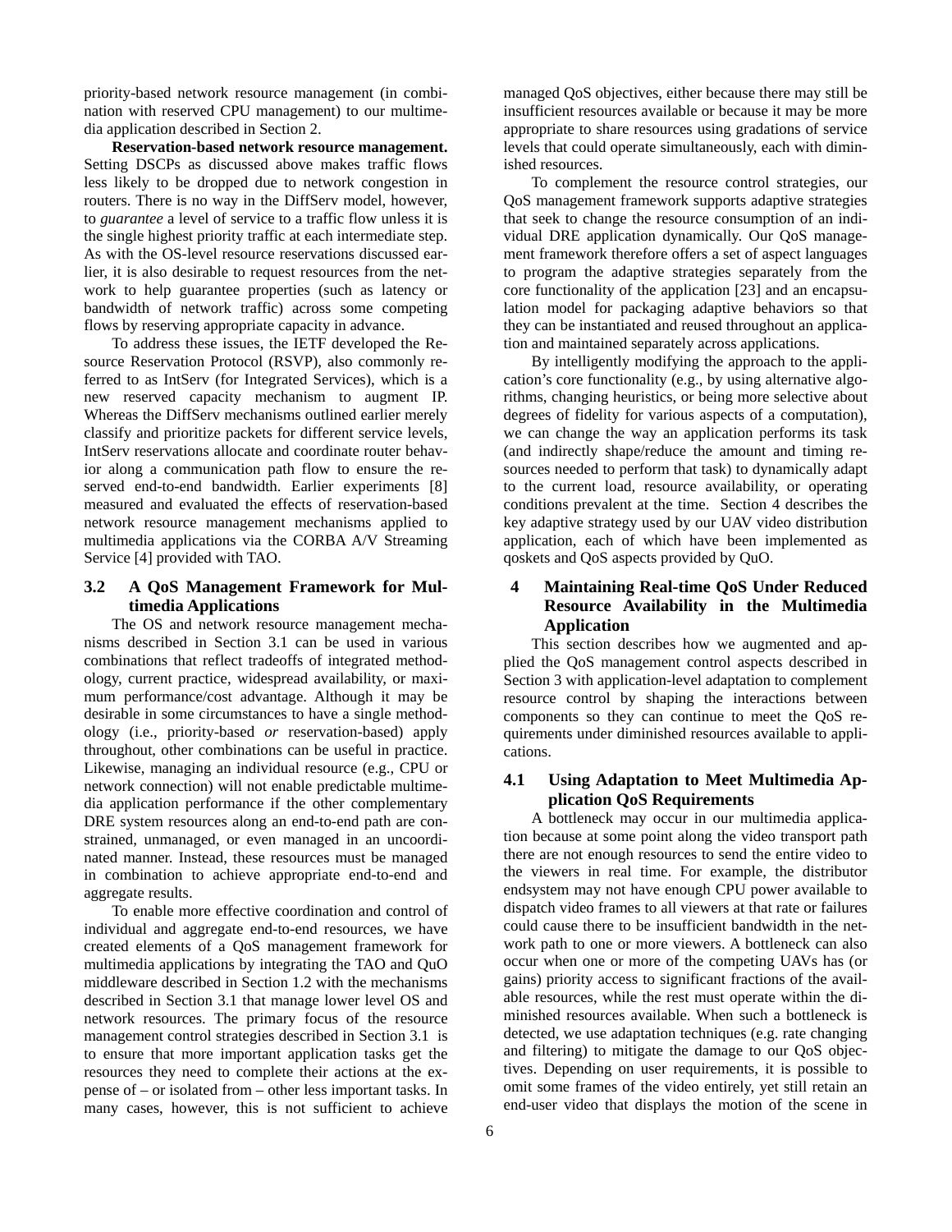priority-based network resource management (in combination with reserved CPU management) to our multimedia application described in Section 2.

**Reservation-based network resource management.** Setting DSCPs as discussed above makes traffic flows less likely to be dropped due to network congestion in routers. There is no way in the DiffServ model, however, to *guarantee* a level of service to a traffic flow unless it is the single highest priority traffic at each intermediate step. As with the OS-level resource reservations discussed earlier, it is also desirable to request resources from the network to help guarantee properties (such as latency or bandwidth of network traffic) across some competing flows by reserving appropriate capacity in advance.

To address these issues, the IETF developed the Resource Reservation Protocol (RSVP), also commonly referred to as IntServ (for Integrated Services), which is a new reserved capacity mechanism to augment IP. Whereas the DiffServ mechanisms outlined earlier merely classify and prioritize packets for different service levels, IntServ reservations allocate and coordinate router behavior along a communication path flow to ensure the reserved end-to-end bandwidth. Earlier experiments [8] measured and evaluated the effects of reservation-based network resource management mechanisms applied to multimedia applications via the CORBA A/V Streaming Service [4] provided with TAO.

### 3.2 A QoS Management Framework for Multimedia Applications

The OS and network resource management mechanisms described in Section 3.1 can be used in various combinations that reflect tradeoffs of integrated methodology, current practice, widespread availability, or maximum performance/cost advantage. Although it may be desirable in some circumstances to have a single methodology (i.e., priority-based *or* reservation-based) apply throughout, other combinations can be useful in practice. Likewise, managing an individual resource (e.g., CPU or network connection) will not enable predictable multimedia application performance if the other complementary DRE system resources along an end-to-end path are constrained, unmanaged, or even managed in an uncoordinated manner. Instead, these resources must be managed in combination to achieve appropriate end-to-end and aggregate results.

To enable more effective coordination and control of individual and aggregate end-to-end resources, we have created elements of a QoS management framework for multimedia applications by integrating the TAO and QuO middleware described in Section 1.2 with the mechanisms described in Section 3.1 that manage lower level OS and network resources. The primary focus of the resource management control strategies described in Section 3.1 is to ensure that more important application tasks get the resources they need to complete their actions at the expense of – or isolated from – other less important tasks. In many cases, however, this is not sufficient to achieve managed QoS objectives, either because there may still be insufficient resources available or because it may be more appropriate to share resources using gradations of service levels that could operate simultaneously, each with diminished resources.

To complement the resource control strategies, our QoS management framework supports adaptive strategies that seek to change the resource consumption of an individual DRE application dynamically. Our QoS management framework therefore offers a set of aspect languages to program the adaptive strategies separately from the core functionality of the application [23] and an encapsulation model for packaging adaptive behaviors so that they can be instantiated and reused throughout an application and maintained separately across applications.

By intelligently modifying the approach to the application's core functionality (e.g., by using alternative algorithms, changing heuristics, or being more selective about degrees of fidelity for various aspects of a computation), we can change the way an application performs its task (and indirectly shape/reduce the amount and timing resources needed to perform that task) to dynamically adapt to the current load, resource availability, or operating conditions prevalent at the time. Section 4 describes the key adaptive strategy used by our UAV video distribution application, each of which have been implemented as qoskets and QoS aspects provided by QuO.

## 4 Maintaining Real-time QoS Under Reduced Resource Availability in the Multimedia Application

This section describes how we augmented and applied the QoS management control aspects described in Section 3 with application-level adaptation to complement resource control by shaping the interactions between components so they can continue to meet the QoS requirements under diminished resources available to applications.

### 4.1 Using Adaptation to Meet Multimedia Application QoS Requirements

A bottleneck may occur in our multimedia application because at some point along the video transport path there are not enough resources to send the entire video to the viewers in real time. For example, the distributor endsystem may not have enough CPU power available to dispatch video frames to all viewers at that rate or failures could cause there to be insufficient bandwidth in the network path to one or more viewers. A bottleneck can also occur when one or more of the competing UAVs has (or gains) priority access to significant fractions of the available resources, while the rest must operate within the diminished resources available. When such a bottleneck is detected, we use adaptation techniques (e.g. rate changing and filtering) to mitigate the damage to our QoS objectives. Depending on user requirements, it is possible to omit some frames of the video entirely, yet still retain an end-user video that displays the motion of the scene in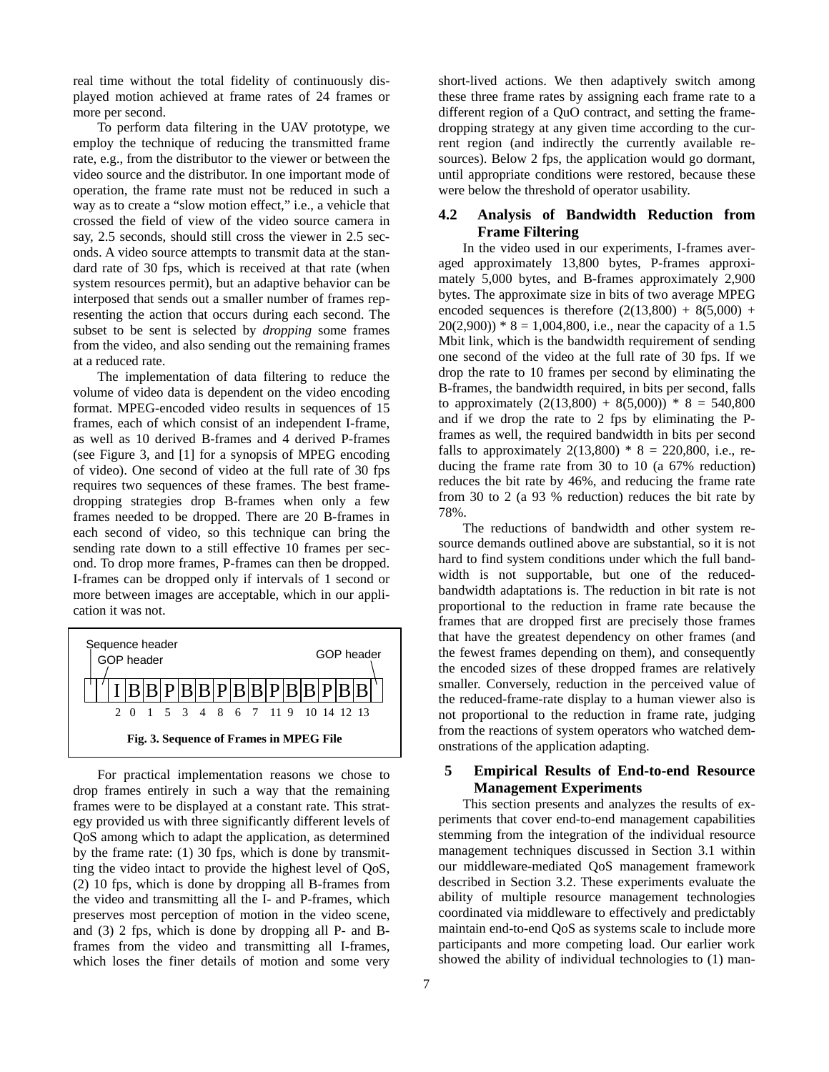real time without the total fidelity of continuously displayed motion achieved at frame rates of 24 frames or more per second.

To perform data filtering in the UAV prototype, we employ the technique of reducing the transmitted frame rate, e.g., from the distributor to the viewer or between the video source and the distributor. In one important mode of operation, the frame rate must not be reduced in such a way as to create a "slow motion effect," i.e., a vehicle that crossed the field of view of the video source camera in say, 2.5 seconds, should still cross the viewer in 2.5 seconds. A video source attempts to transmit data at the standard rate of 30 fps, which is received at that rate (when system resources permit), but an adaptive behavior can be interposed that sends out a smaller number of frames representing the action that occurs during each second. The subset to be sent is selected by *dropping* some frames from the video, and also sending out the remaining frames at a reduced rate.

The implementation of data filtering to reduce the volume of video data is dependent on the video encoding format. MPEG-encoded video results in sequences of 15 frames, each of which consist of an independent I-frame, as well as 10 derived B-frames and 4 derived P-frames (see Figure 3, and [1] for a synopsis of MPEG encoding of video). One second of video at the full rate of 30 fps requires two sequences of these frames. The best frame-dropping strategies drop B-frames when only a few frames needed to be dropped. There are 20 B-frames in each second of video, so this technique can bring the sending rate down to a still effective 10 frames per second. To drop more frames, P-frames can then be dropped. I-frames can be dropped only if intervals of 1 second or more between images are acceptable, which in our application it was not.

Sequence header
GOP header
GOP header

| I | B | B | P | B | B | P | B | B | P | B | B | P | B | B |
|---|---|---|---|---|---|---|---|---|---|---|---|---|---|---|
| 2 | 0 | 1 | 5 | 3 | 4 | 8 | 6 | 7 | 11 | 9 | 10 | 14 | 12 | 13 |

**Fig. 3. Sequence of Frames in MPEG File**

For practical implementation reasons we chose to drop frames entirely in such a way that the remaining frames were to be displayed at a constant rate. This strategy provided us with three significantly different levels of QoS among which to adapt the application, as determined by the frame rate: (1) 30 fps, which is done by transmitting the video intact to provide the highest level of QoS, (2) 10 fps, which is done by dropping all B-frames from the video and transmitting all the I- and P-frames, which preserves most perception of motion in the video scene, and (3) 2 fps, which is done by dropping all P- and B-frames from the video and transmitting all I-frames, which loses the finer details of motion and some very short-lived actions. We then adaptively switch among these three frame rates by assigning each frame rate to a different region of a QuO contract, and setting the frame-dropping strategy at any given time according to the current region (and indirectly the currently available resources). Below 2 fps, the application would go dormant, until appropriate conditions were restored, because these were below the threshold of operator usability.

## 4.2 Analysis of Bandwidth Reduction from Frame Filtering

In the video used in our experiments, I-frames averaged approximately 13,800 bytes, P-frames approximately 5,000 bytes, and B-frames approximately 2,900 bytes. The approximate size in bits of two average MPEG encoded sequences is therefore $(2(13{,}800) + 8(5{,}000) + 20(2{,}900)) * 8 = 1{,}004{,}800$, i.e., near the capacity of a 1.5 Mbit link, which is the bandwidth requirement of sending one second of the video at the full rate of 30 fps. If we drop the rate to 10 frames per second by eliminating the B-frames, the bandwidth required, in bits per second, falls to approximately $(2(13{,}800) + 8(5{,}000)) * 8 = 540{,}800$ and if we drop the rate to 2 fps by eliminating the P-frames as well, the required bandwidth in bits per second falls to approximately $2(13{,}800) * 8 = 220{,}800$, i.e., reducing the frame rate from 30 to 10 (a 67% reduction) reduces the bit rate by 46%, and reducing the frame rate from 30 to 2 (a 93 % reduction) reduces the bit rate by 78%.

The reductions of bandwidth and other system resource demands outlined above are substantial, so it is not hard to find system conditions under which the full bandwidth is not supportable, but one of the reduced-bandwidth adaptations is. The reduction in bit rate is not proportional to the reduction in frame rate because the frames that are dropped first are precisely those frames that have the greatest dependency on other frames (and the fewest frames depending on them), and consequently the encoded sizes of these dropped frames are relatively smaller. Conversely, reduction in the perceived value of the reduced-frame-rate display to a human viewer also is not proportional to the reduction in frame rate, judging from the reactions of system operators who watched demonstrations of the application adapting.

# 5 Empirical Results of End-to-end Resource Management Experiments

This section presents and analyzes the results of experiments that cover end-to-end management capabilities stemming from the integration of the individual resource management techniques discussed in Section 3.1 within our middleware-mediated QoS management framework described in Section 3.2. These experiments evaluate the ability of multiple resource management technologies coordinated via middleware to effectively and predictably maintain end-to-end QoS as systems scale to include more participants and more competing load. Our earlier work showed the ability of individual technologies to (1) man-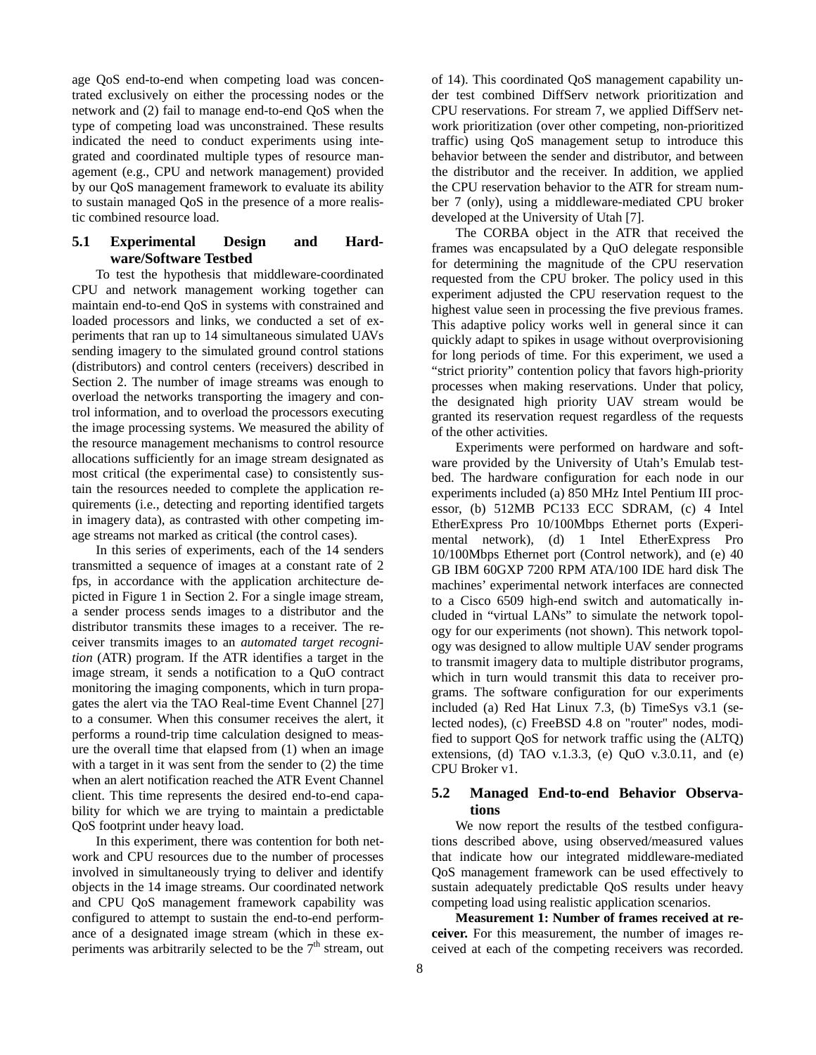age QoS end-to-end when competing load was concentrated exclusively on either the processing nodes or the network and (2) fail to manage end-to-end QoS when the type of competing load was unconstrained. These results indicated the need to conduct experiments using integrated and coordinated multiple types of resource management (e.g., CPU and network management) provided by our QoS management framework to evaluate its ability to sustain managed QoS in the presence of a more realistic combined resource load.

### 5.1 Experimental Design and Hardware/Software Testbed

To test the hypothesis that middleware-coordinated CPU and network management working together can maintain end-to-end QoS in systems with constrained and loaded processors and links, we conducted a set of experiments that ran up to 14 simultaneous simulated UAVs sending imagery to the simulated ground control stations (distributors) and control centers (receivers) described in Section 2. The number of image streams was enough to overload the networks transporting the imagery and control information, and to overload the processors executing the image processing systems. We measured the ability of the resource management mechanisms to control resource allocations sufficiently for an image stream designated as most critical (the experimental case) to consistently sustain the resources needed to complete the application requirements (i.e., detecting and reporting identified targets in imagery data), as contrasted with other competing image streams not marked as critical (the control cases).

In this series of experiments, each of the 14 senders transmitted a sequence of images at a constant rate of 2 fps, in accordance with the application architecture depicted in Figure 1 in Section 2. For a single image stream, a sender process sends images to a distributor and the distributor transmits these images to a receiver. The receiver transmits images to an *automated target recognition* (ATR) program. If the ATR identifies a target in the image stream, it sends a notification to a QuO contract monitoring the imaging components, which in turn propagates the alert via the TAO Real-time Event Channel [27] to a consumer. When this consumer receives the alert, it performs a round-trip time calculation designed to measure the overall time that elapsed from (1) when an image with a target in it was sent from the sender to (2) the time when an alert notification reached the ATR Event Channel client. This time represents the desired end-to-end capability for which we are trying to maintain a predictable QoS footprint under heavy load.

In this experiment, there was contention for both network and CPU resources due to the number of processes involved in simultaneously trying to deliver and identify objects in the 14 image streams. Our coordinated network and CPU QoS management framework capability was configured to attempt to sustain the end-to-end performance of a designated image stream (which in these experiments was arbitrarily selected to be the 7th stream, out of 14). This coordinated QoS management capability under test combined DiffServ network prioritization and CPU reservations. For stream 7, we applied DiffServ network prioritization (over other competing, non-prioritized traffic) using QoS management setup to introduce this behavior between the sender and distributor, and between the distributor and the receiver. In addition, we applied the CPU reservation behavior to the ATR for stream number 7 (only), using a middleware-mediated CPU broker developed at the University of Utah [7].

The CORBA object in the ATR that received the frames was encapsulated by a QuO delegate responsible for determining the magnitude of the CPU reservation requested from the CPU broker. The policy used in this experiment adjusted the CPU reservation request to the highest value seen in processing the five previous frames. This adaptive policy works well in general since it can quickly adapt to spikes in usage without overprovisioning for long periods of time. For this experiment, we used a "strict priority" contention policy that favors high-priority processes when making reservations. Under that policy, the designated high priority UAV stream would be granted its reservation request regardless of the requests of the other activities.

Experiments were performed on hardware and software provided by the University of Utah's Emulab testbed. The hardware configuration for each node in our experiments included (a) 850 MHz Intel Pentium III processor, (b) 512MB PC133 ECC SDRAM, (c) 4 Intel EtherExpress Pro 10/100Mbps Ethernet ports (Experimental network), (d) 1 Intel EtherExpress Pro 10/100Mbps Ethernet port (Control network), and (e) 40 GB IBM 60GXP 7200 RPM ATA/100 IDE hard disk The machines' experimental network interfaces are connected to a Cisco 6509 high-end switch and automatically included in "virtual LANs" to simulate the network topology for our experiments (not shown). This network topology was designed to allow multiple UAV sender programs to transmit imagery data to multiple distributor programs, which in turn would transmit this data to receiver programs. The software configuration for our experiments included (a) Red Hat Linux 7.3, (b) TimeSys v3.1 (selected nodes), (c) FreeBSD 4.8 on "router" nodes, modified to support QoS for network traffic using the (ALTQ) extensions, (d) TAO v.1.3.3, (e) QuO v.3.0.11, and (e) CPU Broker v1.

### 5.2 Managed End-to-end Behavior Observations

We now report the results of the testbed configurations described above, using observed/measured values that indicate how our integrated middleware-mediated QoS management framework can be used effectively to sustain adequately predictable QoS results under heavy competing load using realistic application scenarios.

**Measurement 1: Number of frames received at receiver.** For this measurement, the number of images received at each of the competing receivers was recorded.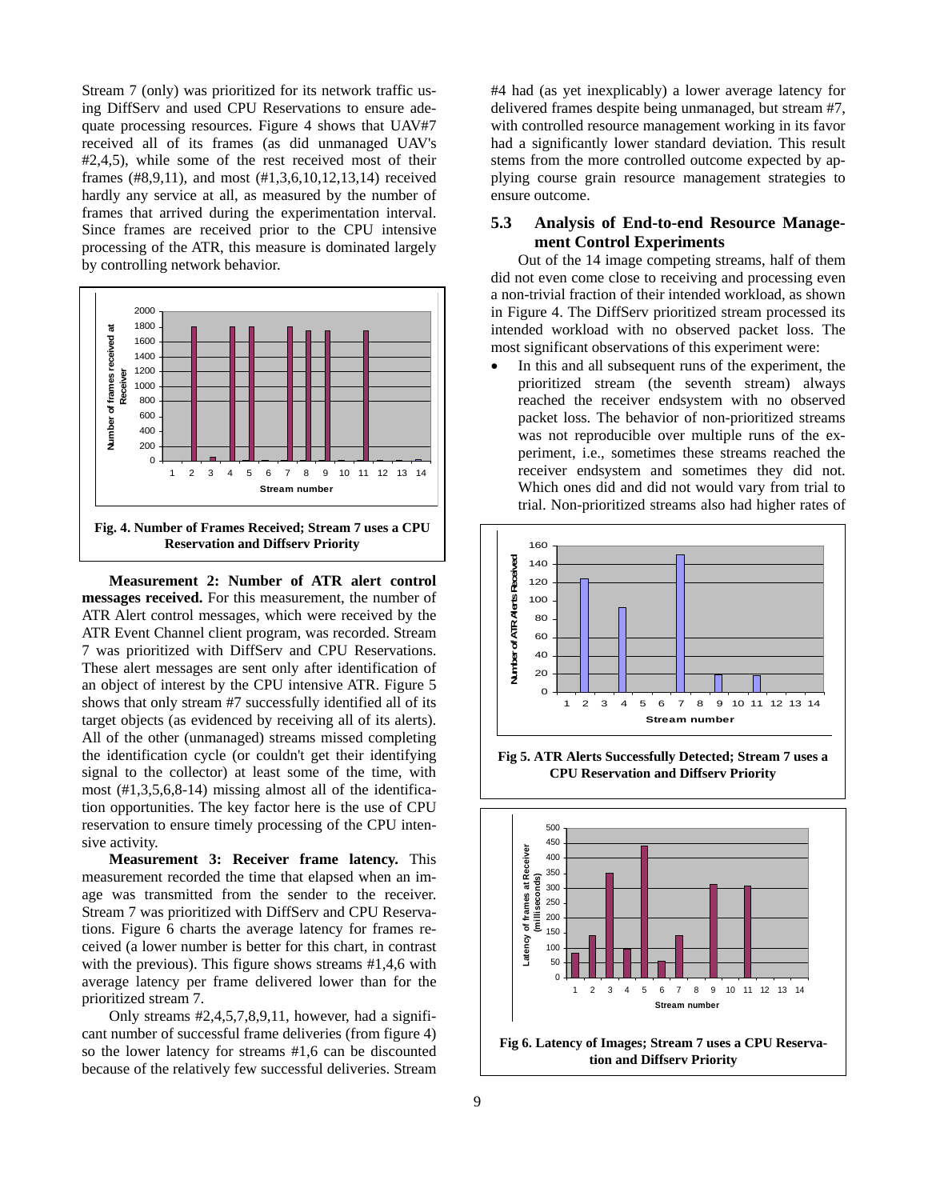Stream 7 (only) was prioritized for its network traffic using DiffServ and used CPU Reservations to ensure adequate processing resources. Figure 4 shows that UAV#7 received all of its frames (as did unmanaged UAV's #2,4,5), while some of the rest received most of their frames (#8,9,11), and most (#1,3,6,10,12,13,14) received hardly any service at all, as measured by the number of frames that arrived during the experimentation interval. Since frames are received prior to the CPU intensive processing of the ATR, this measure is dominated largely by controlling network behavior.

**Fig. 4. Number of Frames Received; Stream 7 uses a CPU Reservation and Diffserv Priority**

**Measurement 2: Number of ATR alert control messages received.** For this measurement, the number of ATR Alert control messages, which were received by the ATR Event Channel client program, was recorded. Stream 7 was prioritized with DiffServ and CPU Reservations. These alert messages are sent only after identification of an object of interest by the CPU intensive ATR. Figure 5 shows that only stream #7 successfully identified all of its target objects (as evidenced by receiving all of its alerts). All of the other (unmanaged) streams missed completing the identification cycle (or couldn't get their identifying signal to the collector) at least some of the time, with most (#1,3,5,6,8-14) missing almost all of the identification opportunities. The key factor here is the use of CPU reservation to ensure timely processing of the CPU intensive activity.

**Measurement 3: Receiver frame latency.** This measurement recorded the time that elapsed when an image was transmitted from the sender to the receiver. Stream 7 was prioritized with DiffServ and CPU Reservations. Figure 6 charts the average latency for frames received (a lower number is better for this chart, in contrast with the previous). This figure shows streams #1,4,6 with average latency per frame delivered lower than for the prioritized stream 7.

Only streams #2,4,5,7,8,9,11, however, had a significant number of successful frame deliveries (from figure 4) so the lower latency for streams #1,6 can be discounted because of the relatively few successful deliveries. Stream #4 had (as yet inexplicably) a lower average latency for delivered frames despite being unmanaged, but stream #7, with controlled resource management working in its favor had a significantly lower standard deviation. This result stems from the more controlled outcome expected by applying course grain resource management strategies to ensure outcome.

## 5.3 Analysis of End-to-end Resource Management Control Experiments

Out of the 14 image competing streams, half of them did not even come close to receiving and processing even a non-trivial fraction of their intended workload, as shown in Figure 4. The DiffServ prioritized stream processed its intended workload with no observed packet loss. The most significant observations of this experiment were:

- In this and all subsequent runs of the experiment, the prioritized stream (the seventh stream) always reached the receiver endsystem with no observed packet loss. The behavior of non-prioritized streams was not reproducible over multiple runs of the experiment, i.e., sometimes these streams reached the receiver endsystem and sometimes they did not. Which ones did and did not would vary from trial to trial. Non-prioritized streams also had higher rates of

**Fig 5. ATR Alerts Successfully Detected; Stream 7 uses a CPU Reservation and Diffserv Priority**

**Fig 6. Latency of Images; Stream 7 uses a CPU Reservation and Diffserv Priority**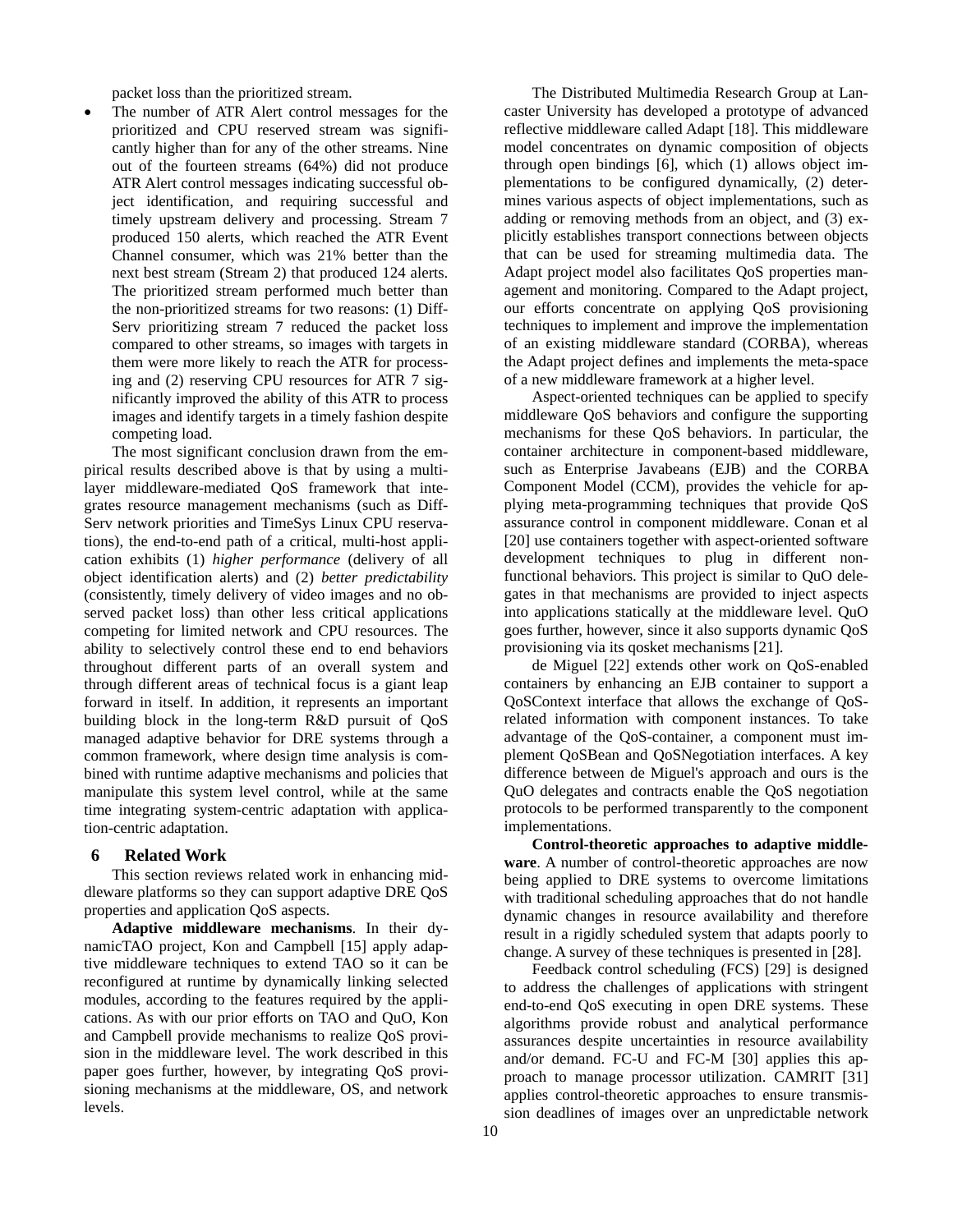packet loss than the prioritized stream.

- The number of ATR Alert control messages for the prioritized and CPU reserved stream was significantly higher than for any of the other streams. Nine out of the fourteen streams (64%) did not produce ATR Alert control messages indicating successful object identification, and requiring successful and timely upstream delivery and processing. Stream 7 produced 150 alerts, which reached the ATR Event Channel consumer, which was 21% better than the next best stream (Stream 2) that produced 124 alerts. The prioritized stream performed much better than the non-prioritized streams for two reasons: (1) DiffServ prioritizing stream 7 reduced the packet loss compared to other streams, so images with targets in them were more likely to reach the ATR for processing and (2) reserving CPU resources for ATR 7 significantly improved the ability of this ATR to process images and identify targets in a timely fashion despite competing load.

The most significant conclusion drawn from the empirical results described above is that by using a multilayer middleware-mediated QoS framework that integrates resource management mechanisms (such as DiffServ network priorities and TimeSys Linux CPU reservations), the end-to-end path of a critical, multi-host application exhibits (1) *higher performance* (delivery of all object identification alerts) and (2) *better predictability* (consistently, timely delivery of video images and no observed packet loss) than other less critical applications competing for limited network and CPU resources. The ability to selectively control these end to end behaviors throughout different parts of an overall system and through different areas of technical focus is a giant leap forward in itself. In addition, it represents an important building block in the long-term R&D pursuit of QoS managed adaptive behavior for DRE systems through a common framework, where design time analysis is combined with runtime adaptive mechanisms and policies that manipulate this system level control, while at the same time integrating system-centric adaptation with application-centric adaptation.

## 6 Related Work

This section reviews related work in enhancing middleware platforms so they can support adaptive DRE QoS properties and application QoS aspects.

**Adaptive middleware mechanisms**. In their dynamicTAO project, Kon and Campbell [15] apply adaptive middleware techniques to extend TAO so it can be reconfigured at runtime by dynamically linking selected modules, according to the features required by the applications. As with our prior efforts on TAO and QuO, Kon and Campbell provide mechanisms to realize QoS provision in the middleware level. The work described in this paper goes further, however, by integrating QoS provisioning mechanisms at the middleware, OS, and network levels.

The Distributed Multimedia Research Group at Lancaster University has developed a prototype of advanced reflective middleware called Adapt [18]. This middleware model concentrates on dynamic composition of objects through open bindings [6], which (1) allows object implementations to be configured dynamically, (2) determines various aspects of object implementations, such as adding or removing methods from an object, and (3) explicitly establishes transport connections between objects that can be used for streaming multimedia data. The Adapt project model also facilitates QoS properties management and monitoring. Compared to the Adapt project, our efforts concentrate on applying QoS provisioning techniques to implement and improve the implementation of an existing middleware standard (CORBA), whereas the Adapt project defines and implements the meta-space of a new middleware framework at a higher level.

Aspect-oriented techniques can be applied to specify middleware QoS behaviors and configure the supporting mechanisms for these QoS behaviors. In particular, the container architecture in component-based middleware, such as Enterprise Javabeans (EJB) and the CORBA Component Model (CCM), provides the vehicle for applying meta-programming techniques that provide QoS assurance control in component middleware. Conan et al [20] use containers together with aspect-oriented software development techniques to plug in different non-functional behaviors. This project is similar to QuO delegates in that mechanisms are provided to inject aspects into applications statically at the middleware level. QuO goes further, however, since it also supports dynamic QoS provisioning via its qosket mechanisms [21].

de Miguel [22] extends other work on QoS-enabled containers by enhancing an EJB container to support a QoSContext interface that allows the exchange of QoS-related information with component instances. To take advantage of the QoS-container, a component must implement QoSBean and QoSNegotiation interfaces. A key difference between de Miguel's approach and ours is the QuO delegates and contracts enable the QoS negotiation protocols to be performed transparently to the component implementations.

**Control-theoretic approaches to adaptive middleware**. A number of control-theoretic approaches are now being applied to DRE systems to overcome limitations with traditional scheduling approaches that do not handle dynamic changes in resource availability and therefore result in a rigidly scheduled system that adapts poorly to change. A survey of these techniques is presented in [28].

Feedback control scheduling (FCS) [29] is designed to address the challenges of applications with stringent end-to-end QoS executing in open DRE systems. These algorithms provide robust and analytical performance assurances despite uncertainties in resource availability and/or demand. FC-U and FC-M [30] applies this approach to manage processor utilization. CAMRIT [31] applies control-theoretic approaches to ensure transmission deadlines of images over an unpredictable network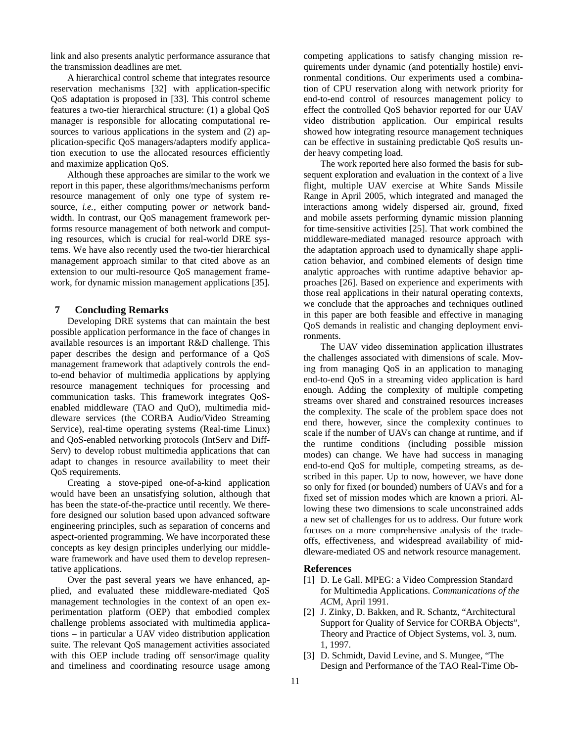link and also presents analytic performance assurance that the transmission deadlines are met.

A hierarchical control scheme that integrates resource reservation mechanisms [32] with application-specific QoS adaptation is proposed in [33]. This control scheme features a two-tier hierarchical structure: (1) a global QoS manager is responsible for allocating computational resources to various applications in the system and (2) application-specific QoS managers/adapters modify application execution to use the allocated resources efficiently and maximize application QoS.

Although these approaches are similar to the work we report in this paper, these algorithms/mechanisms perform resource management of only one type of system resource, *i.e.*, either computing power *or* network bandwidth. In contrast, our QoS management framework performs resource management of both network and computing resources, which is crucial for real-world DRE systems. We have also recently used the two-tier hierarchical management approach similar to that cited above as an extension to our multi-resource QoS management framework, for dynamic mission management applications [35].

## 7 Concluding Remarks

Developing DRE systems that can maintain the best possible application performance in the face of changes in available resources is an important R&D challenge. This paper describes the design and performance of a QoS management framework that adaptively controls the end-to-end behavior of multimedia applications by applying resource management techniques for processing and communication tasks. This framework integrates QoS-enabled middleware (TAO and QuO), multimedia middleware services (the CORBA Audio/Video Streaming Service), real-time operating systems (Real-time Linux) and QoS-enabled networking protocols (IntServ and Diff-Serv) to develop robust multimedia applications that can adapt to changes in resource availability to meet their QoS requirements.

Creating a stove-piped one-of-a-kind application would have been an unsatisfying solution, although that has been the state-of-the-practice until recently. We therefore designed our solution based upon advanced software engineering principles, such as separation of concerns and aspect-oriented programming. We have incorporated these concepts as key design principles underlying our middleware framework and have used them to develop representative applications.

Over the past several years we have enhanced, applied, and evaluated these middleware-mediated QoS management technologies in the context of an open experimentation platform (OEP) that embodied complex challenge problems associated with multimedia applications – in particular a UAV video distribution application suite. The relevant QoS management activities associated with this OEP include trading off sensor/image quality and timeliness and coordinating resource usage among competing applications to satisfy changing mission requirements under dynamic (and potentially hostile) environmental conditions. Our experiments used a combination of CPU reservation along with network priority for end-to-end control of resources management policy to effect the controlled QoS behavior reported for our UAV video distribution application. Our empirical results showed how integrating resource management techniques can be effective in sustaining predictable QoS results under heavy competing load.

The work reported here also formed the basis for subsequent exploration and evaluation in the context of a live flight, multiple UAV exercise at White Sands Missile Range in April 2005, which integrated and managed the interactions among widely dispersed air, ground, fixed and mobile assets performing dynamic mission planning for time-sensitive activities [25]. That work combined the middleware-mediated managed resource approach with the adaptation approach used to dynamically shape application behavior, and combined elements of design time analytic approaches with runtime adaptive behavior approaches [26]. Based on experience and experiments with those real applications in their natural operating contexts, we conclude that the approaches and techniques outlined in this paper are both feasible and effective in managing QoS demands in realistic and changing deployment environments.

The UAV video dissemination application illustrates the challenges associated with dimensions of scale. Moving from managing QoS in an application to managing end-to-end QoS in a streaming video application is hard enough. Adding the complexity of multiple competing streams over shared and constrained resources increases the complexity. The scale of the problem space does not end there, however, since the complexity continues to scale if the number of UAVs can change at runtime, and if the runtime conditions (including possible mission modes) can change. We have had success in managing end-to-end QoS for multiple, competing streams, as described in this paper. Up to now, however, we have done so only for fixed (or bounded) numbers of UAVs and for a fixed set of mission modes which are known a priori. Allowing these two dimensions to scale unconstrained adds a new set of challenges for us to address. Our future work focuses on a more comprehensive analysis of the tradeoffs, effectiveness, and widespread availability of middleware-mediated OS and network resource management.

## References

[1] D. Le Gall. MPEG: a Video Compression Standard for Multimedia Applications. *Communications of the ACM*, April 1991.

[2] J. Zinky, D. Bakken, and R. Schantz, "Architectural Support for Quality of Service for CORBA Objects", Theory and Practice of Object Systems, vol. 3, num. 1, 1997.

[3] D. Schmidt, David Levine, and S. Mungee, "The Design and Performance of the TAO Real-Time Ob-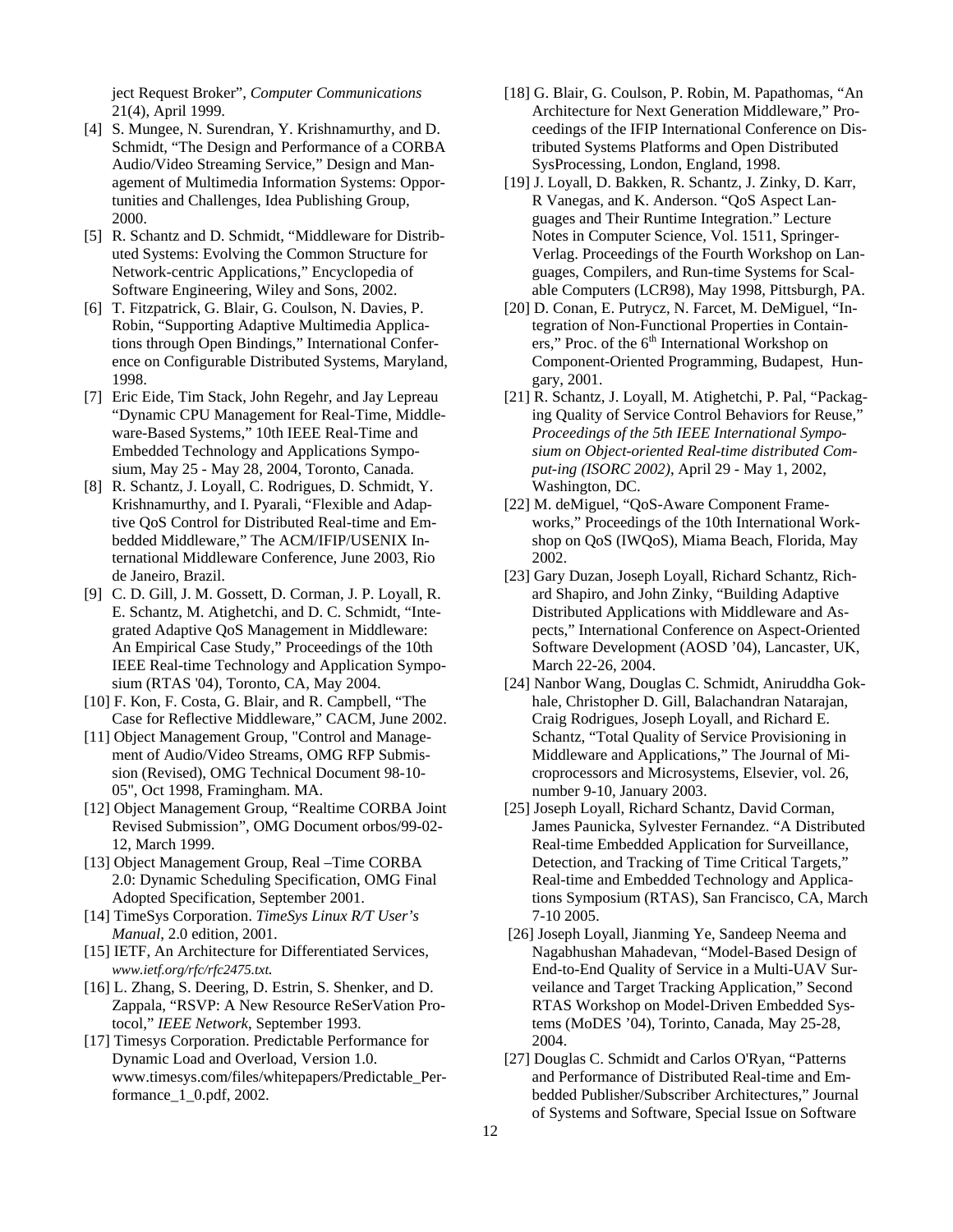ject Request Broker", *Computer Communications* 21(4), April 1999.

[4] S. Mungee, N. Surendran, Y. Krishnamurthy, and D. Schmidt, "The Design and Performance of a CORBA Audio/Video Streaming Service," Design and Management of Multimedia Information Systems: Opportunities and Challenges, Idea Publishing Group, 2000.

[5] R. Schantz and D. Schmidt, "Middleware for Distributed Systems: Evolving the Common Structure for Network-centric Applications," Encyclopedia of Software Engineering, Wiley and Sons, 2002.

[6] T. Fitzpatrick, G. Blair, G. Coulson, N. Davies, P. Robin, "Supporting Adaptive Multimedia Applications through Open Bindings," International Conference on Configurable Distributed Systems, Maryland, 1998.

[7] Eric Eide, Tim Stack, John Regehr, and Jay Lepreau "Dynamic CPU Management for Real-Time, Middleware-Based Systems," 10th IEEE Real-Time and Embedded Technology and Applications Symposium, May 25 - May 28, 2004, Toronto, Canada.

[8] R. Schantz, J. Loyall, C. Rodrigues, D. Schmidt, Y. Krishnamurthy, and I. Pyarali, "Flexible and Adaptive QoS Control for Distributed Real-time and Embedded Middleware," The ACM/IFIP/USENIX International Middleware Conference, June 2003, Rio de Janeiro, Brazil.

[9] C. D. Gill, J. M. Gossett, D. Corman, J. P. Loyall, R. E. Schantz, M. Atighetchi, and D. C. Schmidt, "Integrated Adaptive QoS Management in Middleware: An Empirical Case Study," Proceedings of the 10th IEEE Real-time Technology and Application Symposium (RTAS '04), Toronto, CA, May 2004.

[10] F. Kon, F. Costa, G. Blair, and R. Campbell, "The Case for Reflective Middleware," CACM, June 2002.

[11] Object Management Group, "Control and Management of Audio/Video Streams, OMG RFP Submission (Revised), OMG Technical Document 98-10-05", Oct 1998, Framingham. MA.

[12] Object Management Group, "Realtime CORBA Joint Revised Submission", OMG Document orbos/99-02-12, March 1999.

[13] Object Management Group, Real –Time CORBA 2.0: Dynamic Scheduling Specification, OMG Final Adopted Specification, September 2001.

[14] TimeSys Corporation. *TimeSys Linux R/T User's Manual*, 2.0 edition, 2001.

[15] IETF, An Architecture for Differentiated Services, *www.ietf.org/rfc/rfc2475.txt*.

[16] L. Zhang, S. Deering, D. Estrin, S. Shenker, and D. Zappala, "RSVP: A New Resource ReSerVation Protocol," *IEEE Network*, September 1993.

[17] Timesys Corporation. Predictable Performance for Dynamic Load and Overload, Version 1.0. www.timesys.com/files/whitepapers/Predictable_Performance_1_0.pdf, 2002.

[18] G. Blair, G. Coulson, P. Robin, M. Papathomas, "An Architecture for Next Generation Middleware," Proceedings of the IFIP International Conference on Distributed Systems Platforms and Open Distributed SysProcessing, London, England, 1998.

[19] J. Loyall, D. Bakken, R. Schantz, J. Zinky, D. Karr, R Vanegas, and K. Anderson. "QoS Aspect Languages and Their Runtime Integration." Lecture Notes in Computer Science, Vol. 1511, Springer-Verlag. Proceedings of the Fourth Workshop on Languages, Compilers, and Run-time Systems for Scalable Computers (LCR98), May 1998, Pittsburgh, PA.

[20] D. Conan, E. Putrycz, N. Farcet, M. DeMiguel, "Integration of Non-Functional Properties in Containers," Proc. of the 6th International Workshop on Component-Oriented Programming, Budapest, Hungary, 2001.

[21] R. Schantz, J. Loyall, M. Atighetchi, P. Pal, "Packaging Quality of Service Control Behaviors for Reuse," *Proceedings of the 5th IEEE International Symposium on Object-oriented Real-time distributed Comput-ing (ISORC 2002)*, April 29 - May 1, 2002, Washington, DC.

[22] M. deMiguel, "QoS-Aware Component Frameworks," Proceedings of the 10th International Workshop on QoS (IWQoS), Miama Beach, Florida, May 2002.

[23] Gary Duzan, Joseph Loyall, Richard Schantz, Richard Shapiro, and John Zinky, "Building Adaptive Distributed Applications with Middleware and Aspects," International Conference on Aspect-Oriented Software Development (AOSD '04), Lancaster, UK, March 22-26, 2004.

[24] Nanbor Wang, Douglas C. Schmidt, Aniruddha Gokhale, Christopher D. Gill, Balachandran Natarajan, Craig Rodrigues, Joseph Loyall, and Richard E. Schantz, "Total Quality of Service Provisioning in Middleware and Applications," The Journal of Microprocessors and Microsystems, Elsevier, vol. 26, number 9-10, January 2003.

[25] Joseph Loyall, Richard Schantz, David Corman, James Paunicka, Sylvester Fernandez. "A Distributed Real-time Embedded Application for Surveillance, Detection, and Tracking of Time Critical Targets," Real-time and Embedded Technology and Applications Symposium (RTAS), San Francisco, CA, March 7-10 2005.

[26] Joseph Loyall, Jianming Ye, Sandeep Neema and Nagabhushan Mahadevan, "Model-Based Design of End-to-End Quality of Service in a Multi-UAV Surveilance and Target Tracking Application," Second RTAS Workshop on Model-Driven Embedded Systems (MoDES '04), Torinto, Canada, May 25-28, 2004.

[27] Douglas C. Schmidt and Carlos O'Ryan, "Patterns and Performance of Distributed Real-time and Embedded Publisher/Subscriber Architectures," Journal of Systems and Software, Special Issue on Software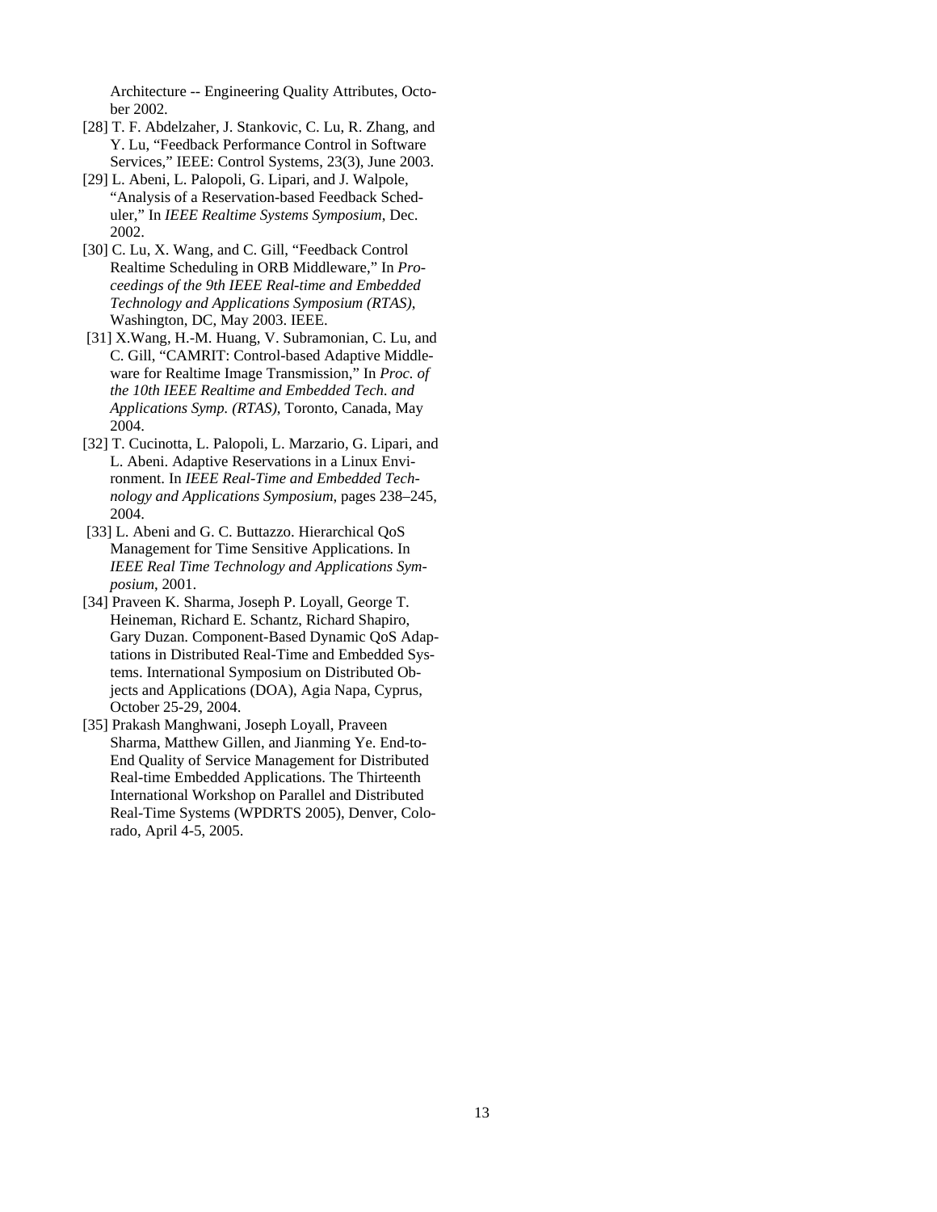Architecture -- Engineering Quality Attributes, October 2002.

[28] T. F. Abdelzaher, J. Stankovic, C. Lu, R. Zhang, and Y. Lu, "Feedback Performance Control in Software Services," IEEE: Control Systems, 23(3), June 2003.

[29] L. Abeni, L. Palopoli, G. Lipari, and J. Walpole, "Analysis of a Reservation-based Feedback Scheduler," In *IEEE Realtime Systems Symposium*, Dec. 2002.

[30] C. Lu, X. Wang, and C. Gill, "Feedback Control Realtime Scheduling in ORB Middleware," In *Proceedings of the 9th IEEE Real-time and Embedded Technology and Applications Symposium (RTAS)*, Washington, DC, May 2003. IEEE.

[31] X.Wang, H.-M. Huang, V. Subramonian, C. Lu, and C. Gill, "CAMRIT: Control-based Adaptive Middleware for Realtime Image Transmission," In *Proc. of the 10th IEEE Realtime and Embedded Tech. and Applications Symp. (RTAS)*, Toronto, Canada, May 2004.

[32] T. Cucinotta, L. Palopoli, L. Marzario, G. Lipari, and L. Abeni. Adaptive Reservations in a Linux Environment. In *IEEE Real-Time and Embedded Technology and Applications Symposium*, pages 238–245, 2004.

[33] L. Abeni and G. C. Buttazzo. Hierarchical QoS Management for Time Sensitive Applications. In *IEEE Real Time Technology and Applications Symposium*, 2001.

[34] Praveen K. Sharma, Joseph P. Loyall, George T. Heineman, Richard E. Schantz, Richard Shapiro, Gary Duzan. Component-Based Dynamic QoS Adaptations in Distributed Real-Time and Embedded Systems. International Symposium on Distributed Objects and Applications (DOA), Agia Napa, Cyprus, October 25-29, 2004.

[35] Prakash Manghwani, Joseph Loyall, Praveen Sharma, Matthew Gillen, and Jianming Ye. End-to-End Quality of Service Management for Distributed Real-time Embedded Applications. The Thirteenth International Workshop on Parallel and Distributed Real-Time Systems (WPDRTS 2005), Denver, Colorado, April 4-5, 2005.